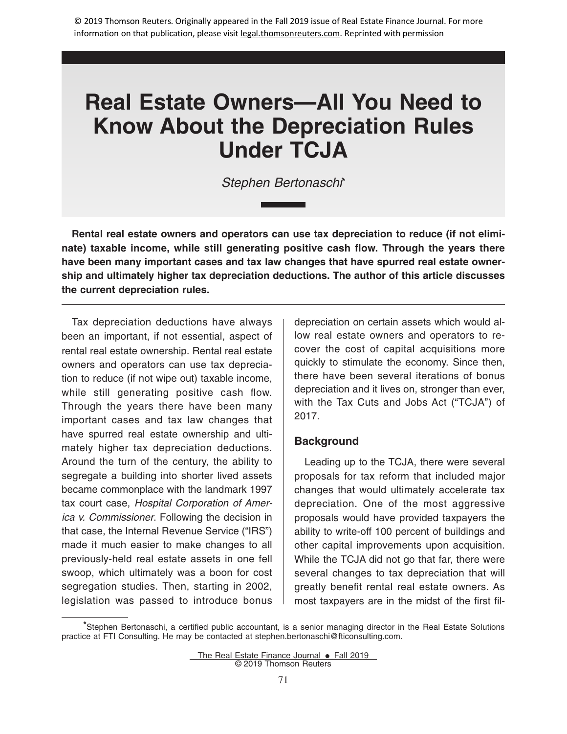© 2019 Thomson Reuters. Originally appeared in the Fall 2019 issue of Real Estate Finance Journal. For more information on that publication, please visit legal.thomsonreuters.com. Reprinted with permission

# Real Estate Owners—All You Need to Know About the Depreciation Rules Under TCJA

*Stephen Bertonaschi*[*]

**Rental real estate owners and operators can use tax depreciation to reduce (if not eliminate) taxable income, while still generating positive cash flow. Through the years there have been many important cases and tax law changes that have spurred real estate ownership and ultimately higher tax depreciation deductions. The author of this article discusses the current depreciation rules.**

Tax depreciation deductions have always been an important, if not essential, aspect of rental real estate ownership. Rental real estate owners and operators can use tax depreciation to reduce (if not wipe out) taxable income, while still generating positive cash flow. Through the years there have been many important cases and tax law changes that have spurred real estate ownership and ultimately higher tax depreciation deductions. Around the turn of the century, the ability to segregate a building into shorter lived assets became commonplace with the landmark 1997 tax court case, *Hospital Corporation of America v. Commissioner*. Following the decision in that case, the Internal Revenue Service ("IRS") made it much easier to make changes to all previously-held real estate assets in one fell swoop, which ultimately was a boon for cost segregation studies. Then, starting in 2002, legislation was passed to introduce bonus depreciation on certain assets which would allow real estate owners and operators to recover the cost of capital acquisitions more quickly to stimulate the economy. Since then, there have been several iterations of bonus depreciation and it lives on, stronger than ever, with the Tax Cuts and Jobs Act ("TCJA") of 2017.

## Background

Leading up to the TCJA, there were several proposals for tax reform that included major changes that would ultimately accelerate tax depreciation. One of the most aggressive proposals would have provided taxpayers the ability to write-off 100 percent of buildings and other capital improvements upon acquisition. While the TCJA did not go that far, there were several changes to tax depreciation that will greatly benefit rental real estate owners. As most taxpayers are in the midst of the first fil-

[*]Stephen Bertonaschi, a certified public accountant, is a senior managing director in the Real Estate Solutions practice at FTI Consulting. He may be contacted at stephen.bertonaschi@fticonsulting.com.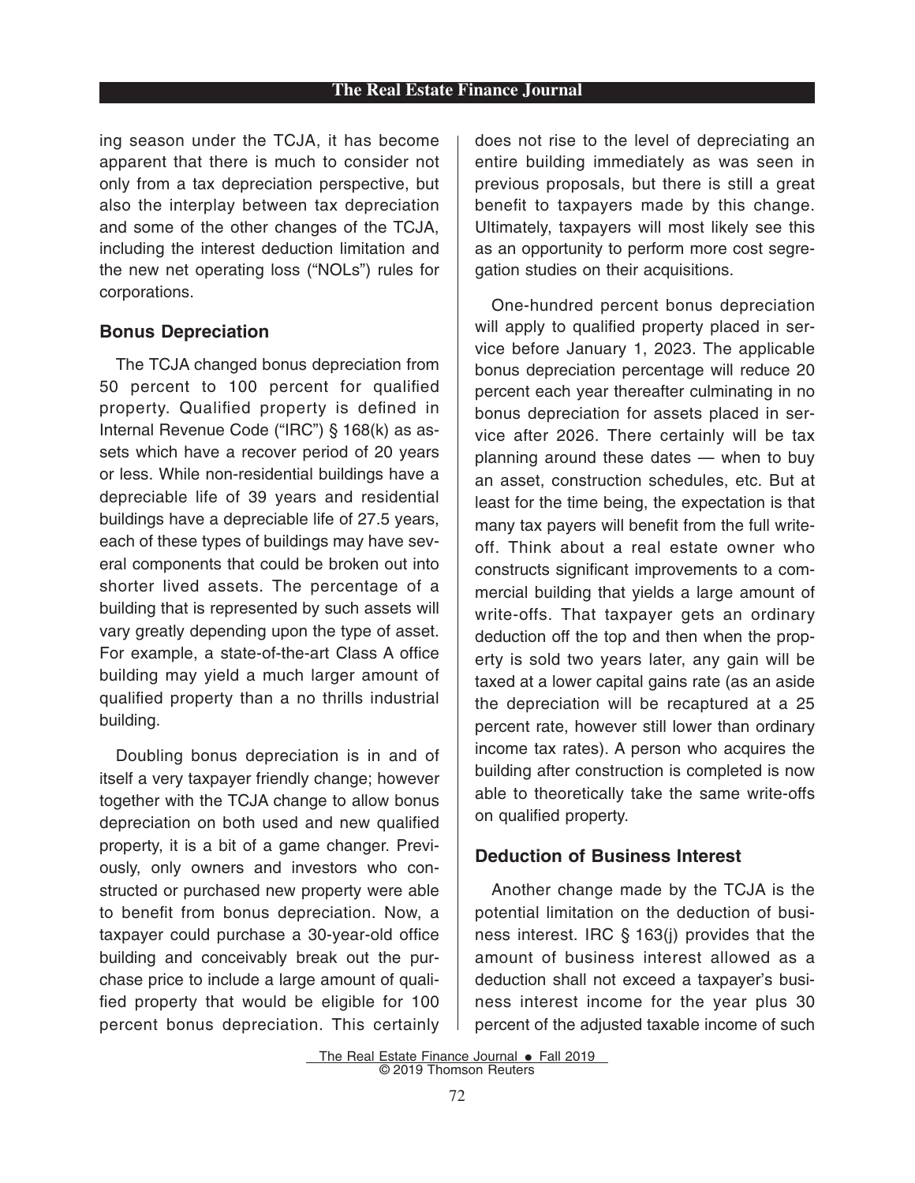ing season under the TCJA, it has become apparent that there is much to consider not only from a tax depreciation perspective, but also the interplay between tax depreciation and some of the other changes of the TCJA, including the interest deduction limitation and the new net operating loss ("NOLs") rules for corporations.

## Bonus Depreciation

The TCJA changed bonus depreciation from 50 percent to 100 percent for qualified property. Qualified property is defined in Internal Revenue Code ("IRC") § 168(k) as assets which have a recover period of 20 years or less. While non-residential buildings have a depreciable life of 39 years and residential buildings have a depreciable life of 27.5 years, each of these types of buildings may have several components that could be broken out into shorter lived assets. The percentage of a building that is represented by such assets will vary greatly depending upon the type of asset. For example, a state-of-the-art Class A office building may yield a much larger amount of qualified property than a no thrills industrial building.

Doubling bonus depreciation is in and of itself a very taxpayer friendly change; however together with the TCJA change to allow bonus depreciation on both used and new qualified property, it is a bit of a game changer. Previously, only owners and investors who constructed or purchased new property were able to benefit from bonus depreciation. Now, a taxpayer could purchase a 30-year-old office building and conceivably break out the purchase price to include a large amount of qualified property that would be eligible for 100 percent bonus depreciation. This certainly does not rise to the level of depreciating an entire building immediately as was seen in previous proposals, but there is still a great benefit to taxpayers made by this change. Ultimately, taxpayers will most likely see this as an opportunity to perform more cost segregation studies on their acquisitions.

One-hundred percent bonus depreciation will apply to qualified property placed in service before January 1, 2023. The applicable bonus depreciation percentage will reduce 20 percent each year thereafter culminating in no bonus depreciation for assets placed in service after 2026. There certainly will be tax planning around these dates — when to buy an asset, construction schedules, etc. But at least for the time being, the expectation is that many tax payers will benefit from the full write-off. Think about a real estate owner who constructs significant improvements to a commercial building that yields a large amount of write-offs. That taxpayer gets an ordinary deduction off the top and then when the property is sold two years later, any gain will be taxed at a lower capital gains rate (as an aside the depreciation will be recaptured at a 25 percent rate, however still lower than ordinary income tax rates). A person who acquires the building after construction is completed is now able to theoretically take the same write-offs on qualified property.

## Deduction of Business Interest

Another change made by the TCJA is the potential limitation on the deduction of business interest. IRC § 163(j) provides that the amount of business interest allowed as a deduction shall not exceed a taxpayer's business interest income for the year plus 30 percent of the adjusted taxable income of such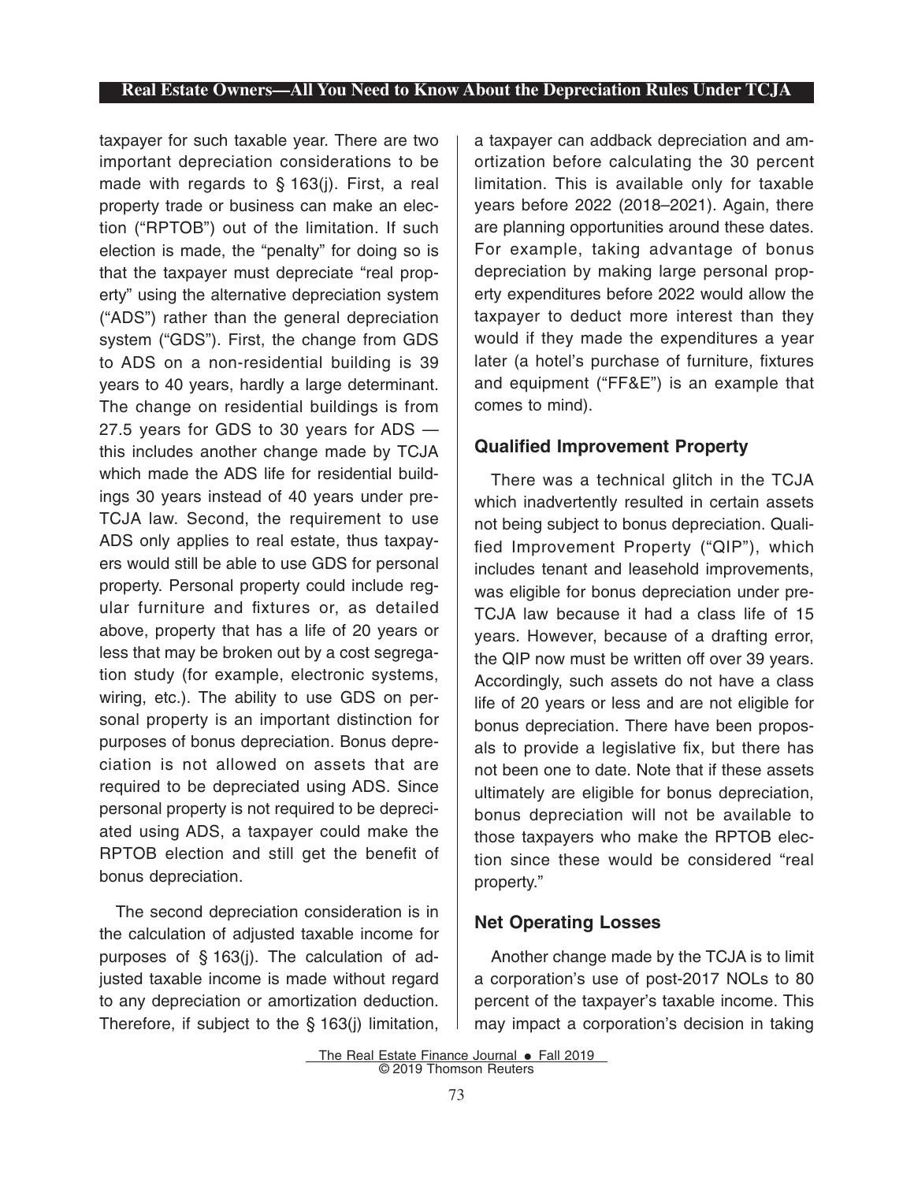taxpayer for such taxable year. There are two important depreciation considerations to be made with regards to § 163(j). First, a real property trade or business can make an election ("RPTOB") out of the limitation. If such election is made, the "penalty" for doing so is that the taxpayer must depreciate "real property" using the alternative depreciation system ("ADS") rather than the general depreciation system ("GDS"). First, the change from GDS to ADS on a non-residential building is 39 years to 40 years, hardly a large determinant. The change on residential buildings is from 27.5 years for GDS to 30 years for ADS — this includes another change made by TCJA which made the ADS life for residential buildings 30 years instead of 40 years under pre-TCJA law. Second, the requirement to use ADS only applies to real estate, thus taxpayers would still be able to use GDS for personal property. Personal property could include regular furniture and fixtures or, as detailed above, property that has a life of 20 years or less that may be broken out by a cost segregation study (for example, electronic systems, wiring, etc.). The ability to use GDS on personal property is an important distinction for purposes of bonus depreciation. Bonus depreciation is not allowed on assets that are required to be depreciated using ADS. Since personal property is not required to be depreciated using ADS, a taxpayer could make the RPTOB election and still get the benefit of bonus depreciation.

The second depreciation consideration is in the calculation of adjusted taxable income for purposes of § 163(j). The calculation of adjusted taxable income is made without regard to any depreciation or amortization deduction. Therefore, if subject to the § 163(j) limitation, a taxpayer can addback depreciation and amortization before calculating the 30 percent limitation. This is available only for taxable years before 2022 (2018–2021). Again, there are planning opportunities around these dates. For example, taking advantage of bonus depreciation by making large personal property expenditures before 2022 would allow the taxpayer to deduct more interest than they would if they made the expenditures a year later (a hotel's purchase of furniture, fixtures and equipment ("FF&E") is an example that comes to mind).

### Qualified Improvement Property

There was a technical glitch in the TCJA which inadvertently resulted in certain assets not being subject to bonus depreciation. Qualified Improvement Property ("QIP"), which includes tenant and leasehold improvements, was eligible for bonus depreciation under pre-TCJA law because it had a class life of 15 years. However, because of a drafting error, the QIP now must be written off over 39 years. Accordingly, such assets do not have a class life of 20 years or less and are not eligible for bonus depreciation. There have been proposals to provide a legislative fix, but there has not been one to date. Note that if these assets ultimately are eligible for bonus depreciation, bonus depreciation will not be available to those taxpayers who make the RPTOB election since these would be considered "real property."

### Net Operating Losses

Another change made by the TCJA is to limit a corporation's use of post-2017 NOLs to 80 percent of the taxpayer's taxable income. This may impact a corporation's decision in taking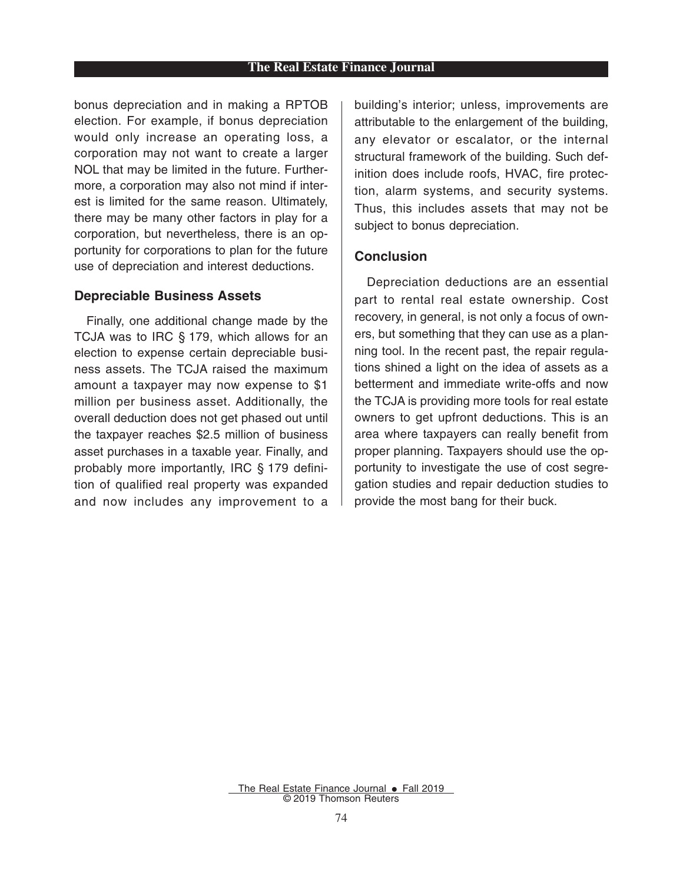bonus depreciation and in making a RPTOB election. For example, if bonus depreciation would only increase an operating loss, a corporation may not want to create a larger NOL that may be limited in the future. Furthermore, a corporation may also not mind if interest is limited for the same reason. Ultimately, there may be many other factors in play for a corporation, but nevertheless, there is an opportunity for corporations to plan for the future use of depreciation and interest deductions.

### Depreciable Business Assets

Finally, one additional change made by the TCJA was to IRC § 179, which allows for an election to expense certain depreciable business assets. The TCJA raised the maximum amount a taxpayer may now expense to $1 million per business asset. Additionally, the overall deduction does not get phased out until the taxpayer reaches $2.5 million of business asset purchases in a taxable year. Finally, and probably more importantly, IRC § 179 definition of qualified real property was expanded and now includes any improvement to a building's interior; unless, improvements are attributable to the enlargement of the building, any elevator or escalator, or the internal structural framework of the building. Such definition does include roofs, HVAC, fire protection, alarm systems, and security systems. Thus, this includes assets that may not be subject to bonus depreciation.

### Conclusion

Depreciation deductions are an essential part to rental real estate ownership. Cost recovery, in general, is not only a focus of owners, but something that they can use as a planning tool. In the recent past, the repair regulations shined a light on the idea of assets as a betterment and immediate write-offs and now the TCJA is providing more tools for real estate owners to get upfront deductions. This is an area where taxpayers can really benefit from proper planning. Taxpayers should use the opportunity to investigate the use of cost segregation studies and repair deduction studies to provide the most bang for their buck.